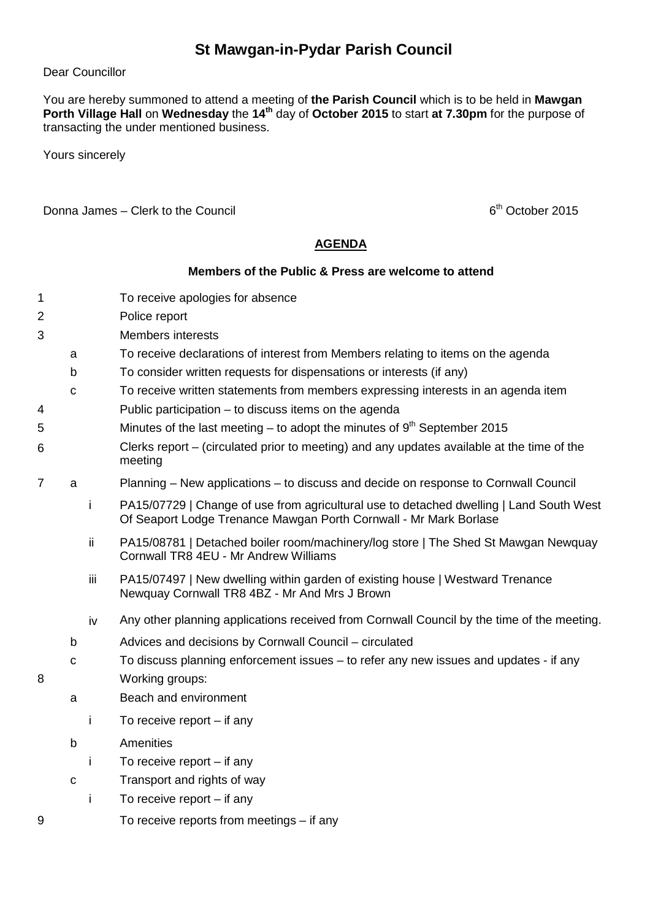# St Mawgan-in-Pydar Parish Council

Dear Councillor

You are hereby summoned to attend a meeting of **the Parish Council** which is to be held in **Mawgan Porth Village Hall** on **Wednesday** the **14th** day of **October 2015** to start **at 7.30pm** for the purpose of transacting the under mentioned business.

Yours sincerely

Donna James – Clerk to the Council

6th October 2015

## AGENDA

**Members of the Public & Press are welcome to attend**

1 To receive apologies for absence

2 Police report

3 Members interests

- a To receive declarations of interest from Members relating to items on the agenda
- b To consider written requests for dispensations or interests (if any)
- c To receive written statements from members expressing interests in an agenda item

4 Public participation – to discuss items on the agenda

5 Minutes of the last meeting – to adopt the minutes of 9th September 2015

6 Clerks report – (circulated prior to meeting) and any updates available at the time of the meeting

7

- a Planning – New applications – to discuss and decide on response to Cornwall Council
  - i PA15/07729 | Change of use from agricultural use to detached dwelling | Land South West Of Seaport Lodge Trenance Mawgan Porth Cornwall - Mr Mark Borlase
  - ii PA15/08781 | Detached boiler room/machinery/log store | The Shed St Mawgan Newquay Cornwall TR8 4EU - Mr Andrew Williams
  - iii PA15/07497 | New dwelling within garden of existing house | Westward Trenance Newquay Cornwall TR8 4BZ - Mr And Mrs J Brown
  - iv Any other planning applications received from Cornwall Council by the time of the meeting.
- b Advices and decisions by Cornwall Council – circulated
- c To discuss planning enforcement issues – to refer any new issues and updates - if any

8 Working groups:

- a Beach and environment
  - i To receive report – if any
- b Amenities
  - i To receive report – if any
- c Transport and rights of way
  - i To receive report – if any

9 To receive reports from meetings – if any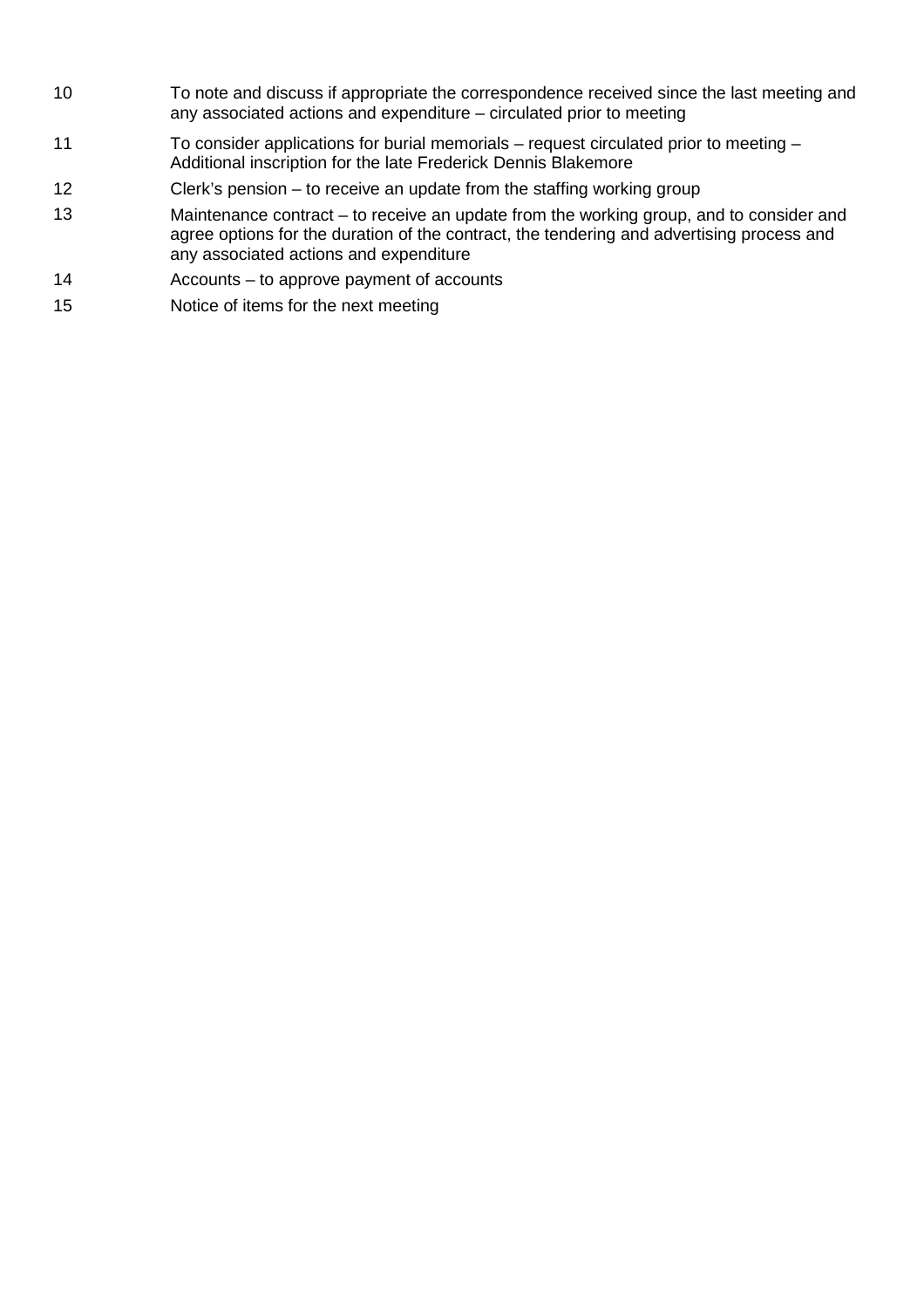10 To note and discuss if appropriate the correspondence received since the last meeting and any associated actions and expenditure – circulated prior to meeting

11 To consider applications for burial memorials – request circulated prior to meeting – Additional inscription for the late Frederick Dennis Blakemore

12 Clerk's pension – to receive an update from the staffing working group

13 Maintenance contract – to receive an update from the working group, and to consider and agree options for the duration of the contract, the tendering and advertising process and any associated actions and expenditure

14 Accounts – to approve payment of accounts

15 Notice of items for the next meeting